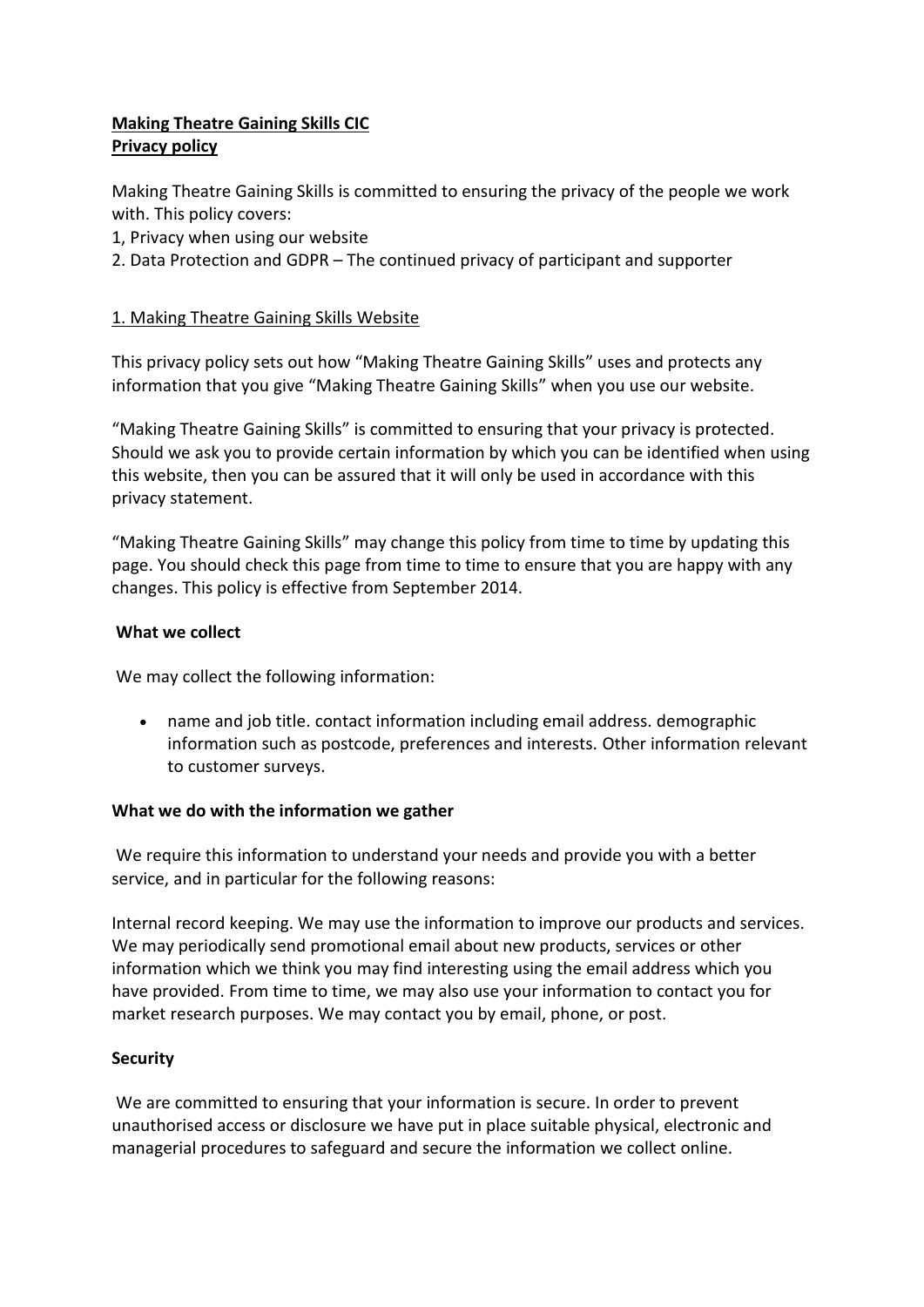**Making Theatre Gaining Skills CIC**
**Privacy policy**

Making Theatre Gaining Skills is committed to ensuring the privacy of the people we work with. This policy covers:

1, Privacy when using our website
2. Data Protection and GDPR – The continued privacy of participant and supporter

1. Making Theatre Gaining Skills Website

This privacy policy sets out how "Making Theatre Gaining Skills" uses and protects any information that you give "Making Theatre Gaining Skills" when you use our website.

"Making Theatre Gaining Skills" is committed to ensuring that your privacy is protected. Should we ask you to provide certain information by which you can be identified when using this website, then you can be assured that it will only be used in accordance with this privacy statement.

"Making Theatre Gaining Skills" may change this policy from time to time by updating this page. You should check this page from time to time to ensure that you are happy with any changes. This policy is effective from September 2014.

**What we collect**

We may collect the following information:

- name and job title. contact information including email address. demographic information such as postcode, preferences and interests. Other information relevant to customer surveys.

**What we do with the information we gather**

We require this information to understand your needs and provide you with a better service, and in particular for the following reasons:

Internal record keeping. We may use the information to improve our products and services. We may periodically send promotional email about new products, services or other information which we think you may find interesting using the email address which you have provided. From time to time, we may also use your information to contact you for market research purposes. We may contact you by email, phone, or post.

**Security**

We are committed to ensuring that your information is secure. In order to prevent unauthorised access or disclosure we have put in place suitable physical, electronic and managerial procedures to safeguard and secure the information we collect online.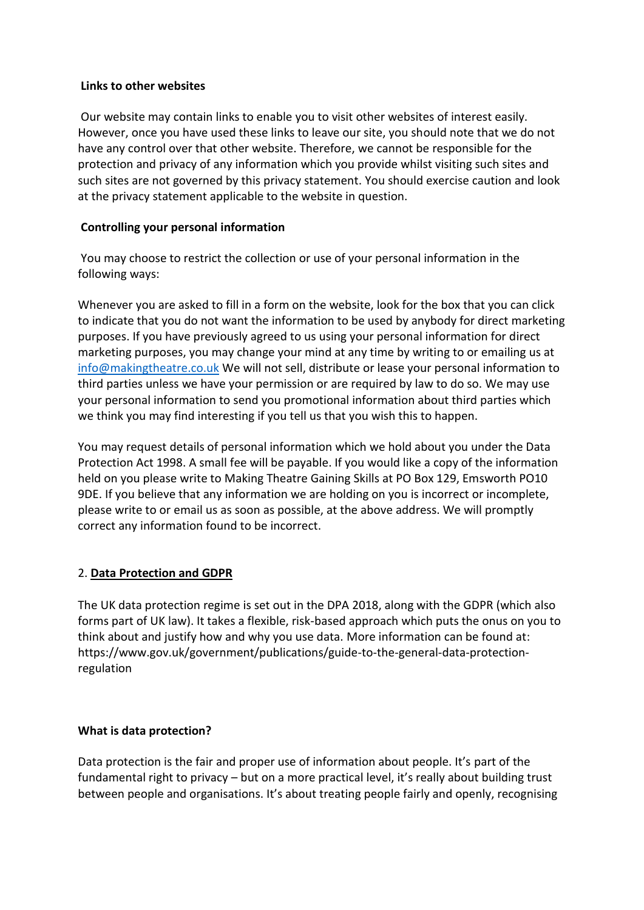**Links to other websites**

Our website may contain links to enable you to visit other websites of interest easily. However, once you have used these links to leave our site, you should note that we do not have any control over that other website. Therefore, we cannot be responsible for the protection and privacy of any information which you provide whilst visiting such sites and such sites are not governed by this privacy statement. You should exercise caution and look at the privacy statement applicable to the website in question.

**Controlling your personal information**

You may choose to restrict the collection or use of your personal information in the following ways:

Whenever you are asked to fill in a form on the website, look for the box that you can click to indicate that you do not want the information to be used by anybody for direct marketing purposes. If you have previously agreed to us using your personal information for direct marketing purposes, you may change your mind at any time by writing to or emailing us at info@makingtheatre.co.uk We will not sell, distribute or lease your personal information to third parties unless we have your permission or are required by law to do so. We may use your personal information to send you promotional information about third parties which we think you may find interesting if you tell us that you wish this to happen.

You may request details of personal information which we hold about you under the Data Protection Act 1998. A small fee will be payable. If you would like a copy of the information held on you please write to Making Theatre Gaining Skills at PO Box 129, Emsworth PO10 9DE. If you believe that any information we are holding on you is incorrect or incomplete, please write to or email us as soon as possible, at the above address. We will promptly correct any information found to be incorrect.

## 2. Data Protection and GDPR

The UK data protection regime is set out in the DPA 2018, along with the GDPR (which also forms part of UK law). It takes a flexible, risk-based approach which puts the onus on you to think about and justify how and why you use data. More information can be found at: https://www.gov.uk/government/publications/guide-to-the-general-data-protection-regulation

**What is data protection?**

Data protection is the fair and proper use of information about people. It's part of the fundamental right to privacy – but on a more practical level, it's really about building trust between people and organisations. It's about treating people fairly and openly, recognising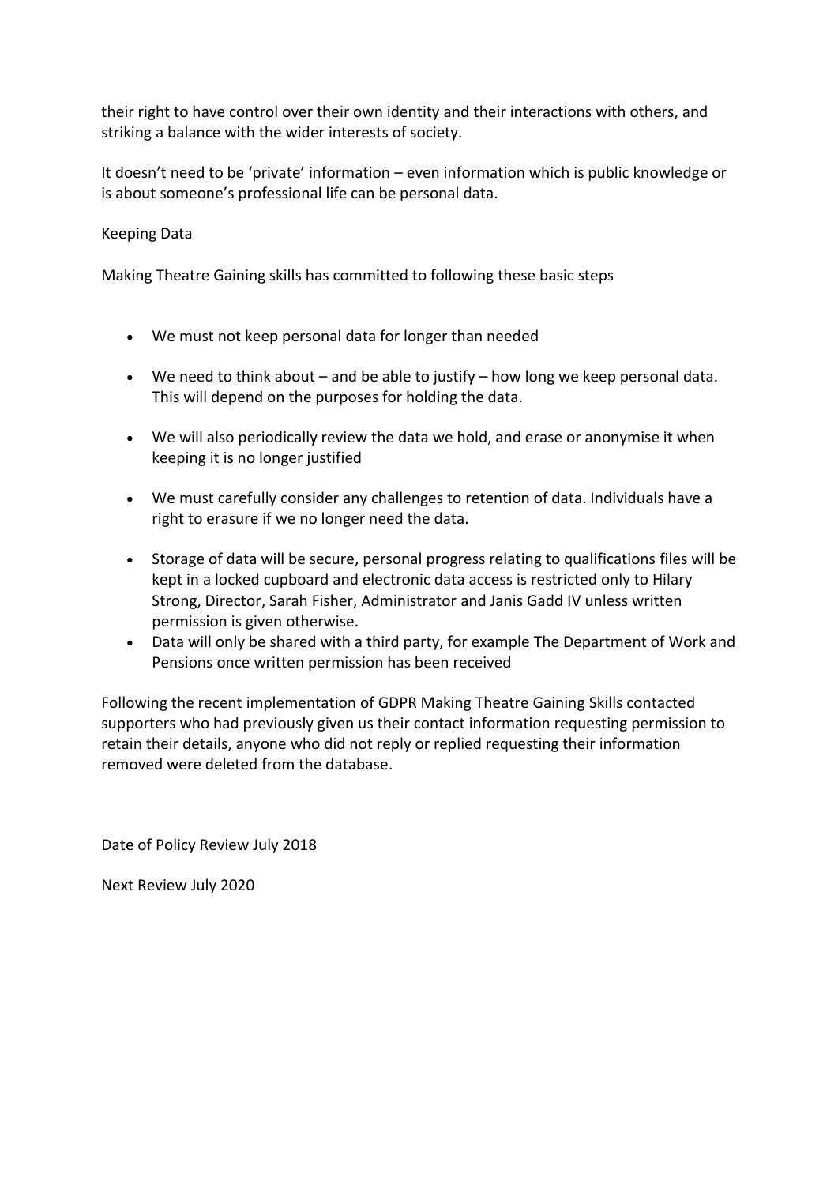their right to have control over their own identity and their interactions with others, and striking a balance with the wider interests of society.

It doesn't need to be 'private' information – even information which is public knowledge or is about someone's professional life can be personal data.

Keeping Data

Making Theatre Gaining skills has committed to following these basic steps

- We must not keep personal data for longer than needed
- We need to think about – and be able to justify – how long we keep personal data. This will depend on the purposes for holding the data.
- We will also periodically review the data we hold, and erase or anonymise it when keeping it is no longer justified
- We must carefully consider any challenges to retention of data. Individuals have a right to erasure if we no longer need the data.
- Storage of data will be secure, personal progress relating to qualifications files will be kept in a locked cupboard and electronic data access is restricted only to Hilary Strong, Director, Sarah Fisher, Administrator and Janis Gadd IV unless written permission is given otherwise.
- Data will only be shared with a third party, for example The Department of Work and Pensions once written permission has been received

Following the recent implementation of GDPR Making Theatre Gaining Skills contacted supporters who had previously given us their contact information requesting permission to retain their details, anyone who did not reply or replied requesting their information removed were deleted from the database.

Date of Policy Review July 2018

Next Review July 2020